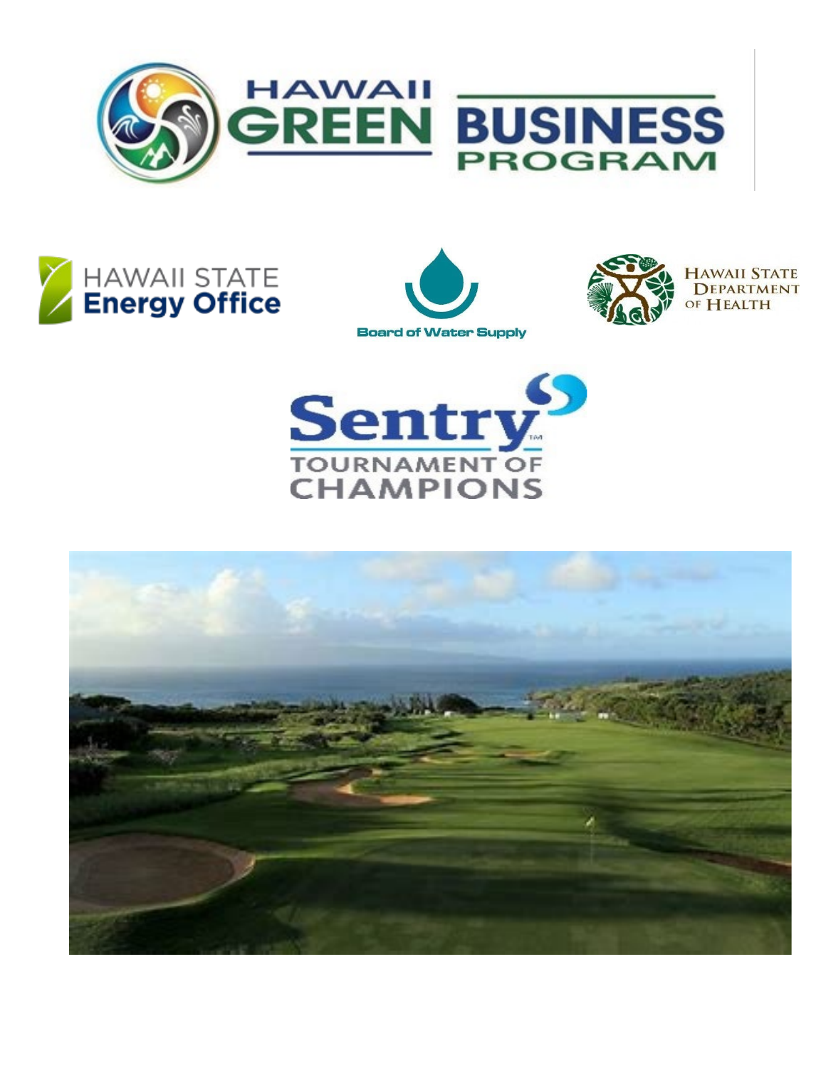# HAWAII GREEN BUSINESS PROGRAM

HAWAII STATE Energy Office

Board of Water Supply

HAWAII STATE DEPARTMENT OF HEALTH

Sentry™ TOURNAMENT OF CHAMPIONS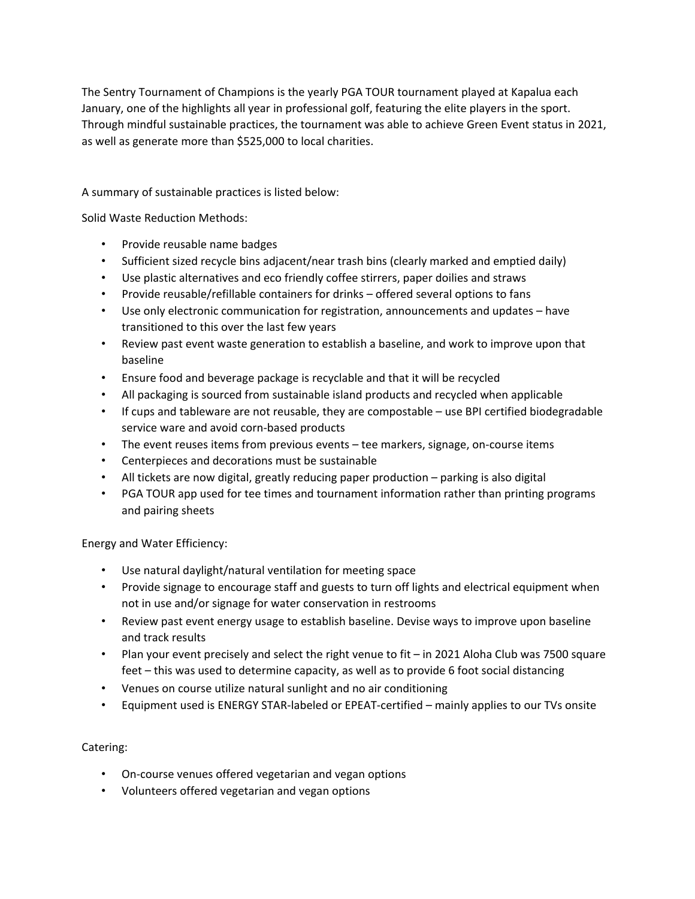The Sentry Tournament of Champions is the yearly PGA TOUR tournament played at Kapalua each January, one of the highlights all year in professional golf, featuring the elite players in the sport. Through mindful sustainable practices, the tournament was able to achieve Green Event status in 2021, as well as generate more than $525,000 to local charities.

A summary of sustainable practices is listed below:

Solid Waste Reduction Methods:

- Provide reusable name badges
- Sufficient sized recycle bins adjacent/near trash bins (clearly marked and emptied daily)
- Use plastic alternatives and eco friendly coffee stirrers, paper doilies and straws
- Provide reusable/refillable containers for drinks – offered several options to fans
- Use only electronic communication for registration, announcements and updates – have transitioned to this over the last few years
- Review past event waste generation to establish a baseline, and work to improve upon that baseline
- Ensure food and beverage package is recyclable and that it will be recycled
- All packaging is sourced from sustainable island products and recycled when applicable
- If cups and tableware are not reusable, they are compostable – use BPI certified biodegradable service ware and avoid corn-based products
- The event reuses items from previous events – tee markers, signage, on-course items
- Centerpieces and decorations must be sustainable
- All tickets are now digital, greatly reducing paper production – parking is also digital
- PGA TOUR app used for tee times and tournament information rather than printing programs and pairing sheets

Energy and Water Efficiency:

- Use natural daylight/natural ventilation for meeting space
- Provide signage to encourage staff and guests to turn off lights and electrical equipment when not in use and/or signage for water conservation in restrooms
- Review past event energy usage to establish baseline. Devise ways to improve upon baseline and track results
- Plan your event precisely and select the right venue to fit – in 2021 Aloha Club was 7500 square feet – this was used to determine capacity, as well as to provide 6 foot social distancing
- Venues on course utilize natural sunlight and no air conditioning
- Equipment used is ENERGY STAR-labeled or EPEAT-certified – mainly applies to our TVs onsite

Catering:

- On-course venues offered vegetarian and vegan options
- Volunteers offered vegetarian and vegan options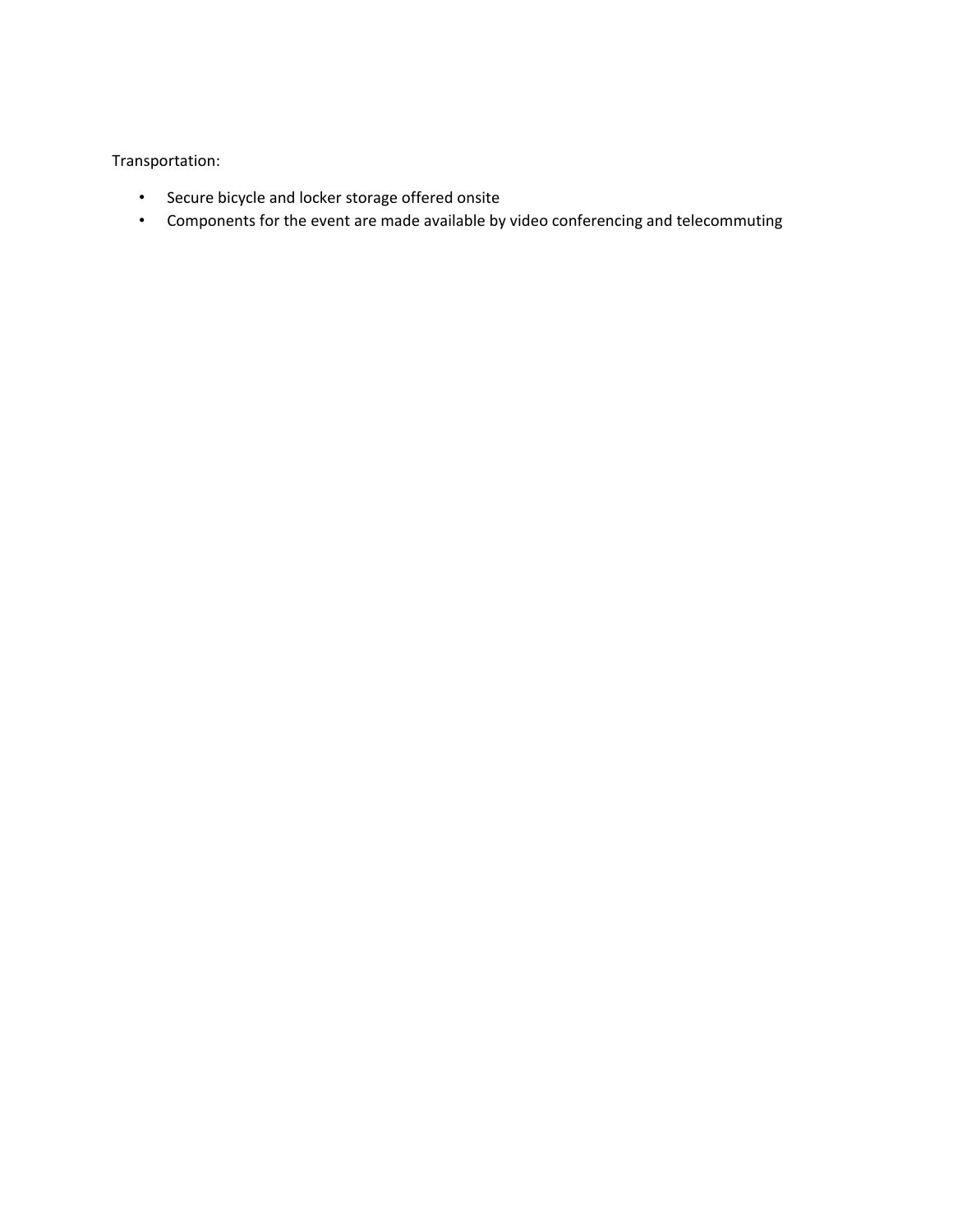Transportation:

- Secure bicycle and locker storage offered onsite
- Components for the event are made available by video conferencing and telecommuting